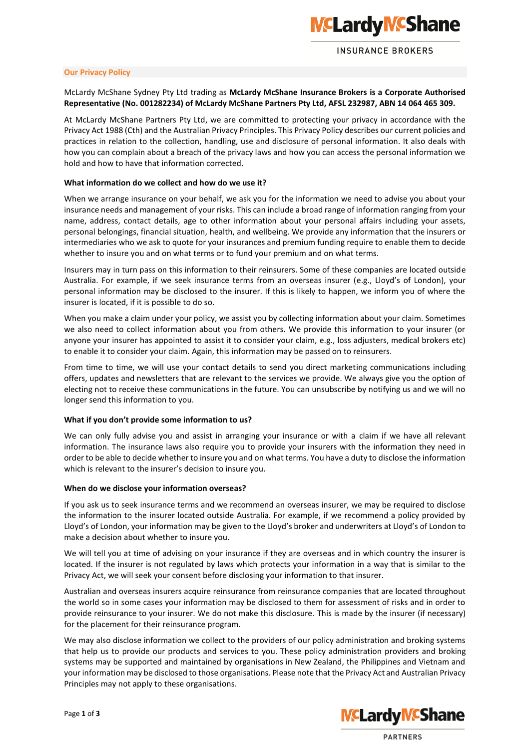## Our Privacy Policy

McLardy McShane Sydney Pty Ltd trading as **McLardy McShane Insurance Brokers is a Corporate Authorised Representative (No. 001282234) of McLardy McShane Partners Pty Ltd, AFSL 232987, ABN 14 064 465 309.**

At McLardy McShane Partners Pty Ltd, we are committed to protecting your privacy in accordance with the Privacy Act 1988 (Cth) and the Australian Privacy Principles. This Privacy Policy describes our current policies and practices in relation to the collection, handling, use and disclosure of personal information. It also deals with how you can complain about a breach of the privacy laws and how you can access the personal information we hold and how to have that information corrected.

### What information do we collect and how do we use it?

When we arrange insurance on your behalf, we ask you for the information we need to advise you about your insurance needs and management of your risks. This can include a broad range of information ranging from your name, address, contact details, age to other information about your personal affairs including your assets, personal belongings, financial situation, health, and wellbeing. We provide any information that the insurers or intermediaries who we ask to quote for your insurances and premium funding require to enable them to decide whether to insure you and on what terms or to fund your premium and on what terms.

Insurers may in turn pass on this information to their reinsurers. Some of these companies are located outside Australia. For example, if we seek insurance terms from an overseas insurer (e.g., Lloyd's of London), your personal information may be disclosed to the insurer. If this is likely to happen, we inform you of where the insurer is located, if it is possible to do so.

When you make a claim under your policy, we assist you by collecting information about your claim. Sometimes we also need to collect information about you from others. We provide this information to your insurer (or anyone your insurer has appointed to assist it to consider your claim, e.g., loss adjusters, medical brokers etc) to enable it to consider your claim. Again, this information may be passed on to reinsurers.

From time to time, we will use your contact details to send you direct marketing communications including offers, updates and newsletters that are relevant to the services we provide. We always give you the option of electing not to receive these communications in the future. You can unsubscribe by notifying us and we will no longer send this information to you.

### What if you don't provide some information to us?

We can only fully advise you and assist in arranging your insurance or with a claim if we have all relevant information. The insurance laws also require you to provide your insurers with the information they need in order to be able to decide whether to insure you and on what terms. You have a duty to disclose the information which is relevant to the insurer's decision to insure you.

### When do we disclose your information overseas?

If you ask us to seek insurance terms and we recommend an overseas insurer, we may be required to disclose the information to the insurer located outside Australia. For example, if we recommend a policy provided by Lloyd's of London, your information may be given to the Lloyd's broker and underwriters at Lloyd's of London to make a decision about whether to insure you.

We will tell you at time of advising on your insurance if they are overseas and in which country the insurer is located. If the insurer is not regulated by laws which protects your information in a way that is similar to the Privacy Act, we will seek your consent before disclosing your information to that insurer.

Australian and overseas insurers acquire reinsurance from reinsurance companies that are located throughout the world so in some cases your information may be disclosed to them for assessment of risks and in order to provide reinsurance to your insurer. We do not make this disclosure. This is made by the insurer (if necessary) for the placement for their reinsurance program.

We may also disclose information we collect to the providers of our policy administration and broking systems that help us to provide our products and services to you. These policy administration providers and broking systems may be supported and maintained by organisations in New Zealand, the Philippines and Vietnam and your information may be disclosed to those organisations. Please note that the Privacy Act and Australian Privacy Principles may not apply to these organisations.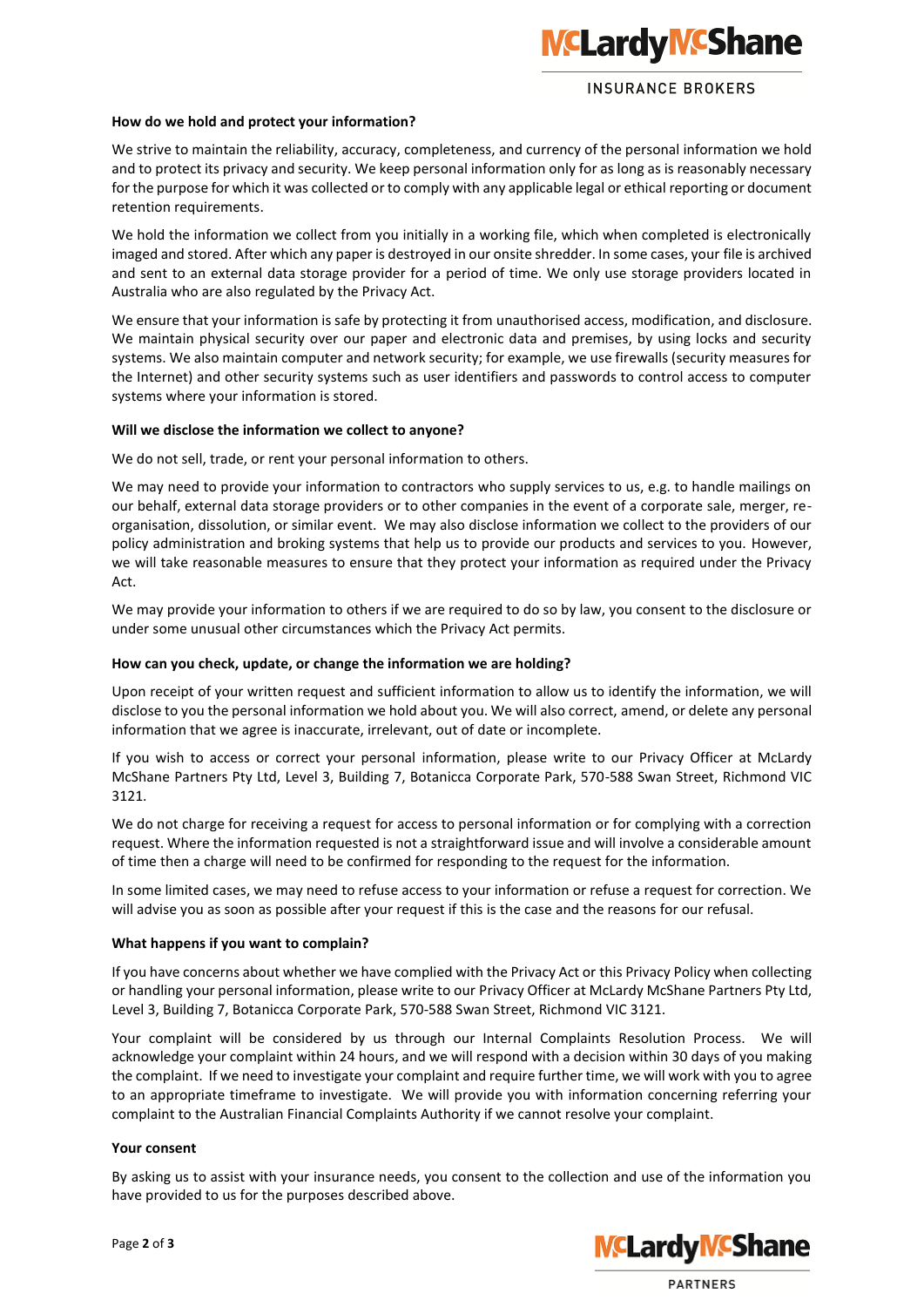**How do we hold and protect your information?**

We strive to maintain the reliability, accuracy, completeness, and currency of the personal information we hold and to protect its privacy and security. We keep personal information only for as long as is reasonably necessary for the purpose for which it was collected or to comply with any applicable legal or ethical reporting or document retention requirements.

We hold the information we collect from you initially in a working file, which when completed is electronically imaged and stored. After which any paper is destroyed in our onsite shredder. In some cases, your file is archived and sent to an external data storage provider for a period of time. We only use storage providers located in Australia who are also regulated by the Privacy Act.

We ensure that your information is safe by protecting it from unauthorised access, modification, and disclosure. We maintain physical security over our paper and electronic data and premises, by using locks and security systems. We also maintain computer and network security; for example, we use firewalls (security measures for the Internet) and other security systems such as user identifiers and passwords to control access to computer systems where your information is stored.

**Will we disclose the information we collect to anyone?**

We do not sell, trade, or rent your personal information to others.

We may need to provide your information to contractors who supply services to us, e.g. to handle mailings on our behalf, external data storage providers or to other companies in the event of a corporate sale, merger, re-organisation, dissolution, or similar event. We may also disclose information we collect to the providers of our policy administration and broking systems that help us to provide our products and services to you. However, we will take reasonable measures to ensure that they protect your information as required under the Privacy Act.

We may provide your information to others if we are required to do so by law, you consent to the disclosure or under some unusual other circumstances which the Privacy Act permits.

**How can you check, update, or change the information we are holding?**

Upon receipt of your written request and sufficient information to allow us to identify the information, we will disclose to you the personal information we hold about you. We will also correct, amend, or delete any personal information that we agree is inaccurate, irrelevant, out of date or incomplete.

If you wish to access or correct your personal information, please write to our Privacy Officer at McLardy McShane Partners Pty Ltd, Level 3, Building 7, Botanicca Corporate Park, 570-588 Swan Street, Richmond VIC 3121.

We do not charge for receiving a request for access to personal information or for complying with a correction request. Where the information requested is not a straightforward issue and will involve a considerable amount of time then a charge will need to be confirmed for responding to the request for the information.

In some limited cases, we may need to refuse access to your information or refuse a request for correction. We will advise you as soon as possible after your request if this is the case and the reasons for our refusal.

**What happens if you want to complain?**

If you have concerns about whether we have complied with the Privacy Act or this Privacy Policy when collecting or handling your personal information, please write to our Privacy Officer at McLardy McShane Partners Pty Ltd, Level 3, Building 7, Botanicca Corporate Park, 570-588 Swan Street, Richmond VIC 3121.

Your complaint will be considered by us through our Internal Complaints Resolution Process. We will acknowledge your complaint within 24 hours, and we will respond with a decision within 30 days of you making the complaint. If we need to investigate your complaint and require further time, we will work with you to agree to an appropriate timeframe to investigate. We will provide you with information concerning referring your complaint to the Australian Financial Complaints Authority if we cannot resolve your complaint.

**Your consent**

By asking us to assist with your insurance needs, you consent to the collection and use of the information you have provided to us for the purposes described above.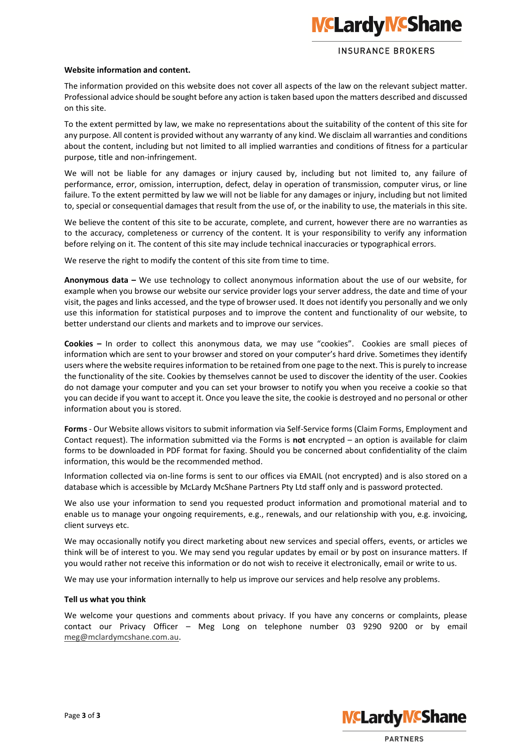**Website information and content.**

The information provided on this website does not cover all aspects of the law on the relevant subject matter. Professional advice should be sought before any action is taken based upon the matters described and discussed on this site.

To the extent permitted by law, we make no representations about the suitability of the content of this site for any purpose. All content is provided without any warranty of any kind. We disclaim all warranties and conditions about the content, including but not limited to all implied warranties and conditions of fitness for a particular purpose, title and non-infringement.

We will not be liable for any damages or injury caused by, including but not limited to, any failure of performance, error, omission, interruption, defect, delay in operation of transmission, computer virus, or line failure. To the extent permitted by law we will not be liable for any damages or injury, including but not limited to, special or consequential damages that result from the use of, or the inability to use, the materials in this site.

We believe the content of this site to be accurate, complete, and current, however there are no warranties as to the accuracy, completeness or currency of the content. It is your responsibility to verify any information before relying on it. The content of this site may include technical inaccuracies or typographical errors.

We reserve the right to modify the content of this site from time to time.

**Anonymous data –** We use technology to collect anonymous information about the use of our website, for example when you browse our website our service provider logs your server address, the date and time of your visit, the pages and links accessed, and the type of browser used. It does not identify you personally and we only use this information for statistical purposes and to improve the content and functionality of our website, to better understand our clients and markets and to improve our services.

**Cookies –** In order to collect this anonymous data, we may use "cookies". Cookies are small pieces of information which are sent to your browser and stored on your computer's hard drive. Sometimes they identify users where the website requires information to be retained from one page to the next. This is purely to increase the functionality of the site. Cookies by themselves cannot be used to discover the identity of the user. Cookies do not damage your computer and you can set your browser to notify you when you receive a cookie so that you can decide if you want to accept it. Once you leave the site, the cookie is destroyed and no personal or other information about you is stored.

**Forms** - Our Website allows visitors to submit information via Self-Service forms (Claim Forms, Employment and Contact request). The information submitted via the Forms is **not** encrypted – an option is available for claim forms to be downloaded in PDF format for faxing. Should you be concerned about confidentiality of the claim information, this would be the recommended method.

Information collected via on-line forms is sent to our offices via EMAIL (not encrypted) and is also stored on a database which is accessible by McLardy McShane Partners Pty Ltd staff only and is password protected.

We also use your information to send you requested product information and promotional material and to enable us to manage your ongoing requirements, e.g., renewals, and our relationship with you, e.g. invoicing, client surveys etc.

We may occasionally notify you direct marketing about new services and special offers, events, or articles we think will be of interest to you. We may send you regular updates by email or by post on insurance matters. If you would rather not receive this information or do not wish to receive it electronically, email or write to us.

We may use your information internally to help us improve our services and help resolve any problems.

**Tell us what you think**

We welcome your questions and comments about privacy. If you have any concerns or complaints, please contact our Privacy Officer – Meg Long on telephone number 03 9290 9200 or by email meg@mclardymcshane.com.au.